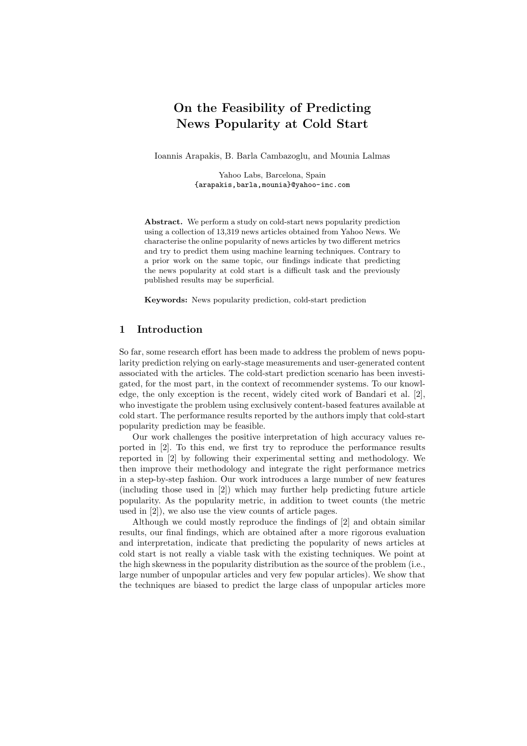# On the Feasibility of Predicting News Popularity at Cold Start

Ioannis Arapakis, B. Barla Cambazoglu, and Mounia Lalmas

Yahoo Labs, Barcelona, Spain
{arapakis,barla,mounia}@yahoo-inc.com

**Abstract.** We perform a study on cold-start news popularity prediction using a collection of 13,319 news articles obtained from Yahoo News. We characterise the online popularity of news articles by two different metrics and try to predict them using machine learning techniques. Contrary to a prior work on the same topic, our findings indicate that predicting the news popularity at cold start is a difficult task and the previously published results may be superficial.

**Keywords:** News popularity prediction, cold-start prediction

## 1 Introduction

So far, some research effort has been made to address the problem of news popularity prediction relying on early-stage measurements and user-generated content associated with the articles. The cold-start prediction scenario has been investigated, for the most part, in the context of recommender systems. To our knowledge, the only exception is the recent, widely cited work of Bandari et al. [2], who investigate the problem using exclusively content-based features available at cold start. The performance results reported by the authors imply that cold-start popularity prediction may be feasible.

Our work challenges the positive interpretation of high accuracy values reported in [2]. To this end, we first try to reproduce the performance results reported in [2] by following their experimental setting and methodology. We then improve their methodology and integrate the right performance metrics in a step-by-step fashion. Our work introduces a large number of new features (including those used in [2]) which may further help predicting future article popularity. As the popularity metric, in addition to tweet counts (the metric used in [2]), we also use the view counts of article pages.

Although we could mostly reproduce the findings of [2] and obtain similar results, our final findings, which are obtained after a more rigorous evaluation and interpretation, indicate that predicting the popularity of news articles at cold start is not really a viable task with the existing techniques. We point at the high skewness in the popularity distribution as the source of the problem (i.e., large number of unpopular articles and very few popular articles). We show that the techniques are biased to predict the large class of unpopular articles more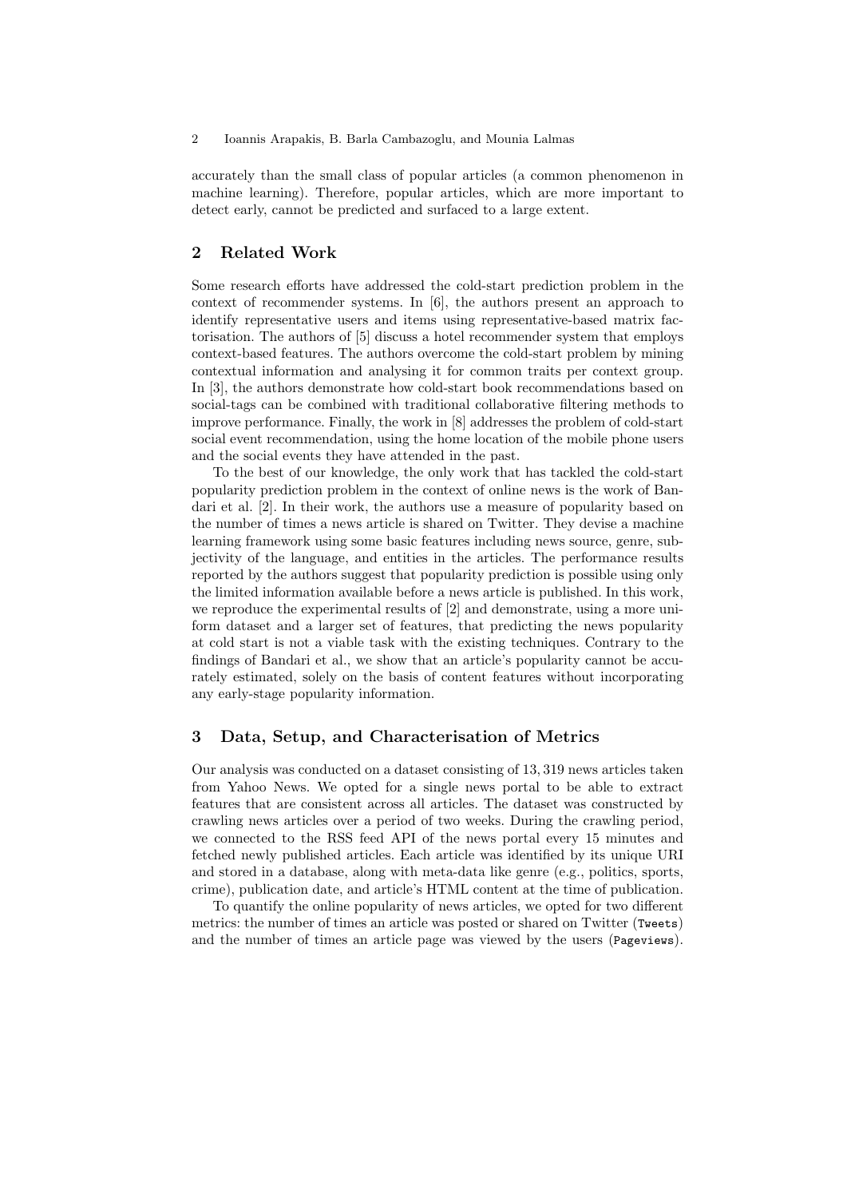accurately than the small class of popular articles (a common phenomenon in machine learning). Therefore, popular articles, which are more important to detect early, cannot be predicted and surfaced to a large extent.

## 2 Related Work

Some research efforts have addressed the cold-start prediction problem in the context of recommender systems. In [6], the authors present an approach to identify representative users and items using representative-based matrix factorisation. The authors of [5] discuss a hotel recommender system that employs context-based features. The authors overcome the cold-start problem by mining contextual information and analysing it for common traits per context group. In [3], the authors demonstrate how cold-start book recommendations based on social-tags can be combined with traditional collaborative filtering methods to improve performance. Finally, the work in [8] addresses the problem of cold-start social event recommendation, using the home location of the mobile phone users and the social events they have attended in the past.

To the best of our knowledge, the only work that has tackled the cold-start popularity prediction problem in the context of online news is the work of Bandari et al. [2]. In their work, the authors use a measure of popularity based on the number of times a news article is shared on Twitter. They devise a machine learning framework using some basic features including news source, genre, subjectivity of the language, and entities in the articles. The performance results reported by the authors suggest that popularity prediction is possible using only the limited information available before a news article is published. In this work, we reproduce the experimental results of [2] and demonstrate, using a more uniform dataset and a larger set of features, that predicting the news popularity at cold start is not a viable task with the existing techniques. Contrary to the findings of Bandari et al., we show that an article's popularity cannot be accurately estimated, solely on the basis of content features without incorporating any early-stage popularity information.

## 3 Data, Setup, and Characterisation of Metrics

Our analysis was conducted on a dataset consisting of 13,319 news articles taken from Yahoo News. We opted for a single news portal to be able to extract features that are consistent across all articles. The dataset was constructed by crawling news articles over a period of two weeks. During the crawling period, we connected to the RSS feed API of the news portal every 15 minutes and fetched newly published articles. Each article was identified by its unique URI and stored in a database, along with meta-data like genre (e.g., politics, sports, crime), publication date, and article's HTML content at the time of publication.

To quantify the online popularity of news articles, we opted for two different metrics: the number of times an article was posted or shared on Twitter (`Tweets`) and the number of times an article page was viewed by the users (`Pageviews`).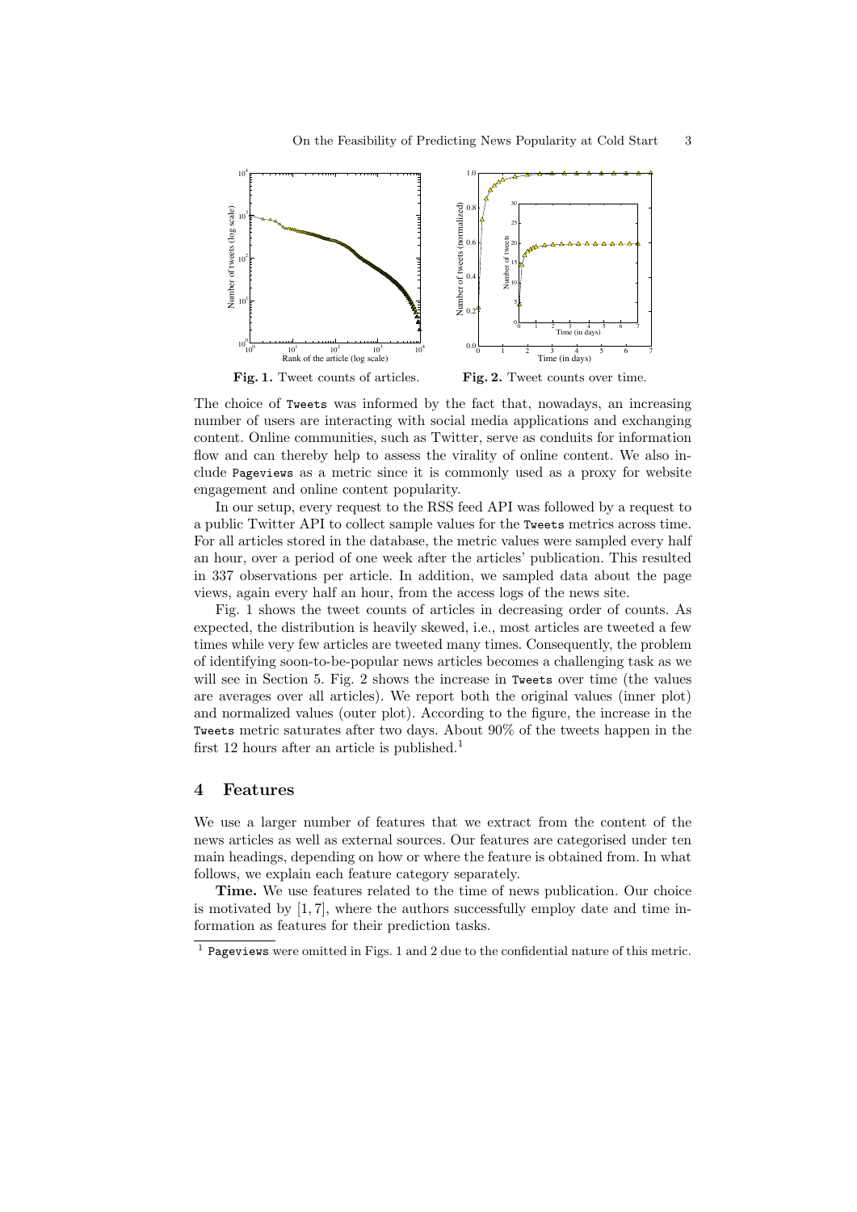Fig. 1. Tweet counts of articles.

Fig. 2. Tweet counts over time.

The choice of Tweets was informed by the fact that, nowadays, an increasing number of users are interacting with social media applications and exchanging content. Online communities, such as Twitter, serve as conduits for information flow and can thereby help to assess the virality of online content. We also include Pageviews as a metric since it is commonly used as a proxy for website engagement and online content popularity.

In our setup, every request to the RSS feed API was followed by a request to a public Twitter API to collect sample values for the Tweets metrics across time. For all articles stored in the database, the metric values were sampled every half an hour, over a period of one week after the articles' publication. This resulted in 337 observations per article. In addition, we sampled data about the page views, again every half an hour, from the access logs of the news site.

Fig. 1 shows the tweet counts of articles in decreasing order of counts. As expected, the distribution is heavily skewed, i.e., most articles are tweeted a few times while very few articles are tweeted many times. Consequently, the problem of identifying soon-to-be-popular news articles becomes a challenging task as we will see in Section 5. Fig. 2 shows the increase in Tweets over time (the values are averages over all articles). We report both the original values (inner plot) and normalized values (outer plot). According to the figure, the increase in the Tweets metric saturates after two days. About 90% of the tweets happen in the first 12 hours after an article is published.[1]

## 4 Features

We use a larger number of features that we extract from the content of the news articles as well as external sources. Our features are categorised under ten main headings, depending on how or where the feature is obtained from. In what follows, we explain each feature category separately.

**Time.** We use features related to the time of news publication. Our choice is motivated by [1, 7], where the authors successfully employ date and time information as features for their prediction tasks.

[1] Pageviews were omitted in Figs. 1 and 2 due to the confidential nature of this metric.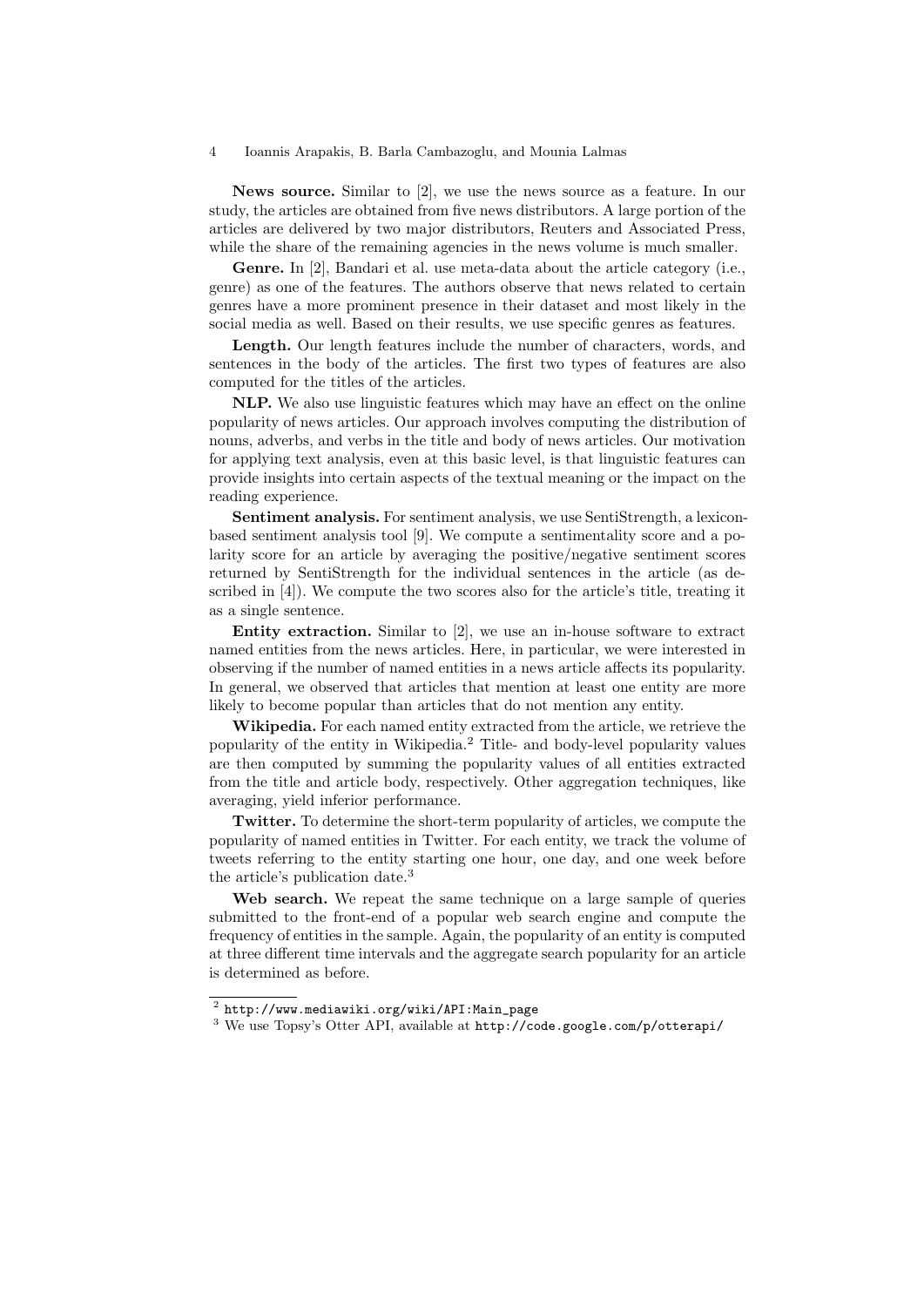**News source.** Similar to [2], we use the news source as a feature. In our study, the articles are obtained from five news distributors. A large portion of the articles are delivered by two major distributors, Reuters and Associated Press, while the share of the remaining agencies in the news volume is much smaller.

**Genre.** In [2], Bandari et al. use meta-data about the article category (i.e., genre) as one of the features. The authors observe that news related to certain genres have a more prominent presence in their dataset and most likely in the social media as well. Based on their results, we use specific genres as features.

**Length.** Our length features include the number of characters, words, and sentences in the body of the articles. The first two types of features are also computed for the titles of the articles.

**NLP.** We also use linguistic features which may have an effect on the online popularity of news articles. Our approach involves computing the distribution of nouns, adverbs, and verbs in the title and body of news articles. Our motivation for applying text analysis, even at this basic level, is that linguistic features can provide insights into certain aspects of the textual meaning or the impact on the reading experience.

**Sentiment analysis.** For sentiment analysis, we use SentiStrength, a lexicon-based sentiment analysis tool [9]. We compute a sentimentality score and a polarity score for an article by averaging the positive/negative sentiment scores returned by SentiStrength for the individual sentences in the article (as described in [4]). We compute the two scores also for the article's title, treating it as a single sentence.

**Entity extraction.** Similar to [2], we use an in-house software to extract named entities from the news articles. Here, in particular, we were interested in observing if the number of named entities in a news article affects its popularity. In general, we observed that articles that mention at least one entity are more likely to become popular than articles that do not mention any entity.

**Wikipedia.** For each named entity extracted from the article, we retrieve the popularity of the entity in Wikipedia.[2] Title- and body-level popularity values are then computed by summing the popularity values of all entities extracted from the title and article body, respectively. Other aggregation techniques, like averaging, yield inferior performance.

**Twitter.** To determine the short-term popularity of articles, we compute the popularity of named entities in Twitter. For each entity, we track the volume of tweets referring to the entity starting one hour, one day, and one week before the article's publication date.[3]

**Web search.** We repeat the same technique on a large sample of queries submitted to the front-end of a popular web search engine and compute the frequency of entities in the sample. Again, the popularity of an entity is computed at three different time intervals and the aggregate search popularity for an article is determined as before.

[2] `http://www.mediawiki.org/wiki/API:Main_page`

[3] We use Topsy's Otter API, available at `http://code.google.com/p/otterapi/`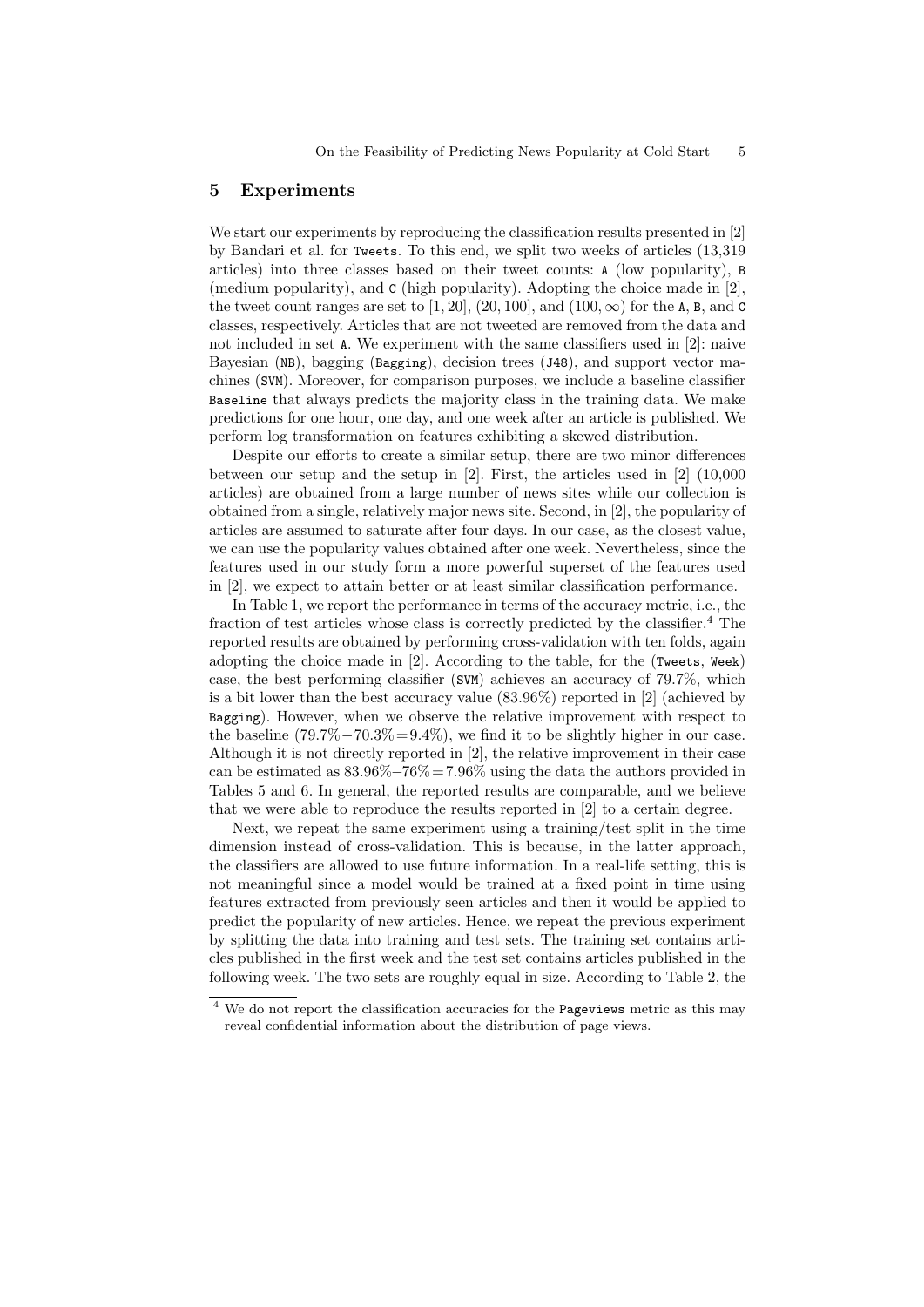## 5 Experiments

We start our experiments by reproducing the classification results presented in [2] by Bandari et al. for `Tweets`. To this end, we split two weeks of articles (13,319 articles) into three classes based on their tweet counts: `A` (low popularity), `B` (medium popularity), and `C` (high popularity). Adopting the choice made in [2], the tweet count ranges are set to $[1, 20]$, $(20, 100]$, and $(100, \infty)$ for the `A`, `B`, and `C` classes, respectively. Articles that are not tweeted are removed from the data and not included in set `A`. We experiment with the same classifiers used in [2]: naive Bayesian (`NB`), bagging (`Bagging`), decision trees (`J48`), and support vector machines (`SVM`). Moreover, for comparison purposes, we include a baseline classifier `Baseline` that always predicts the majority class in the training data. We make predictions for one hour, one day, and one week after an article is published. We perform log transformation on features exhibiting a skewed distribution.

Despite our efforts to create a similar setup, there are two minor differences between our setup and the setup in [2]. First, the articles used in [2] (10,000 articles) are obtained from a large number of news sites while our collection is obtained from a single, relatively major news site. Second, in [2], the popularity of articles are assumed to saturate after four days. In our case, as the closest value, we can use the popularity values obtained after one week. Nevertheless, since the features used in our study form a more powerful superset of the features used in [2], we expect to attain better or at least similar classification performance.

In Table 1, we report the performance in terms of the accuracy metric, i.e., the fraction of test articles whose class is correctly predicted by the classifier.[4] The reported results are obtained by performing cross-validation with ten folds, again adopting the choice made in [2]. According to the table, for the (`Tweets`, `Week`) case, the best performing classifier (`SVM`) achieves an accuracy of 79.7%, which is a bit lower than the best accuracy value (83.96%) reported in [2] (achieved by `Bagging`). However, when we observe the relative improvement with respect to the baseline (79.7%−70.3%=9.4%), we find it to be slightly higher in our case. Although it is not directly reported in [2], the relative improvement in their case can be estimated as 83.96%−76%=7.96% using the data the authors provided in Tables 5 and 6. In general, the reported results are comparable, and we believe that we were able to reproduce the results reported in [2] to a certain degree.

Next, we repeat the same experiment using a training/test split in the time dimension instead of cross-validation. This is because, in the latter approach, the classifiers are allowed to use future information. In a real-life setting, this is not meaningful since a model would be trained at a fixed point in time using features extracted from previously seen articles and then it would be applied to predict the popularity of new articles. Hence, we repeat the previous experiment by splitting the data into training and test sets. The training set contains articles published in the first week and the test set contains articles published in the following week. The two sets are roughly equal in size. According to Table 2, the

[4] We do not report the classification accuracies for the `Pageviews` metric as this may reveal confidential information about the distribution of page views.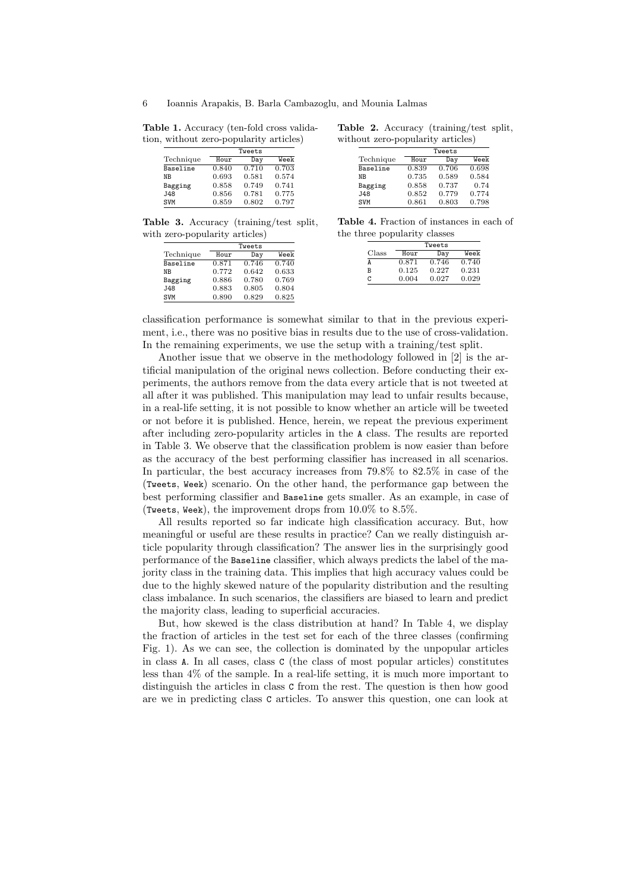**Table 1.** Accuracy (ten-fold cross validation, without zero-popularity articles)

| | Tweets | | |
|---|---|---|---|
| Technique | Hour | Day | Week |
| Baseline | 0.840 | 0.710 | 0.703 |
| NB | 0.693 | 0.581 | 0.574 |
| Bagging | 0.858 | 0.749 | 0.741 |
| J48 | 0.856 | 0.781 | 0.775 |
| SVM | 0.859 | 0.802 | 0.797 |

**Table 2.** Accuracy (training/test split, without zero-popularity articles)

| | Tweets | | |
|---|---|---|---|
| Technique | Hour | Day | Week |
| Baseline | 0.839 | 0.706 | 0.698 |
| NB | 0.735 | 0.589 | 0.584 |
| Bagging | 0.858 | 0.737 | 0.74 |
| J48 | 0.852 | 0.779 | 0.774 |
| SVM | 0.861 | 0.803 | 0.798 |

**Table 3.** Accuracy (training/test split, with zero-popularity articles)

| | Tweets | | |
|---|---|---|---|
| Technique | Hour | Day | Week |
| Baseline | 0.871 | 0.746 | 0.740 |
| NB | 0.772 | 0.642 | 0.633 |
| Bagging | 0.886 | 0.780 | 0.769 |
| J48 | 0.883 | 0.805 | 0.804 |
| SVM | 0.890 | 0.829 | 0.825 |

**Table 4.** Fraction of instances in each of the three popularity classes

| | Tweets | | |
|---|---|---|---|
| Class | Hour | Day | Week |
| A | 0.871 | 0.746 | 0.740 |
| B | 0.125 | 0.227 | 0.231 |
| C | 0.004 | 0.027 | 0.029 |

classification performance is somewhat similar to that in the previous experiment, i.e., there was no positive bias in results due to the use of cross-validation. In the remaining experiments, we use the setup with a training/test split.

Another issue that we observe in the methodology followed in [2] is the artificial manipulation of the original news collection. Before conducting their experiments, the authors remove from the data every article that is not tweeted at all after it was published. This manipulation may lead to unfair results because, in a real-life setting, it is not possible to know whether an article will be tweeted or not before it is published. Hence, herein, we repeat the previous experiment after including zero-popularity articles in the A class. The results are reported in Table 3. We observe that the classification problem is now easier than before as the accuracy of the best performing classifier has increased in all scenarios. In particular, the best accuracy increases from 79.8% to 82.5% in case of the (Tweets, Week) scenario. On the other hand, the performance gap between the best performing classifier and Baseline gets smaller. As an example, in case of (Tweets, Week), the improvement drops from 10.0% to 8.5%.

All results reported so far indicate high classification accuracy. But, how meaningful or useful are these results in practice? Can we really distinguish article popularity through classification? The answer lies in the surprisingly good performance of the Baseline classifier, which always predicts the label of the majority class in the training data. This implies that high accuracy values could be due to the highly skewed nature of the popularity distribution and the resulting class imbalance. In such scenarios, the classifiers are biased to learn and predict the majority class, leading to superficial accuracies.

But, how skewed is the class distribution at hand? In Table 4, we display the fraction of articles in the test set for each of the three classes (confirming Fig. 1). As we can see, the collection is dominated by the unpopular articles in class A. In all cases, class C (the class of most popular articles) constitutes less than 4% of the sample. In a real-life setting, it is much more important to distinguish the articles in class C from the rest. The question is then how good are we in predicting class C articles. To answer this question, one can look at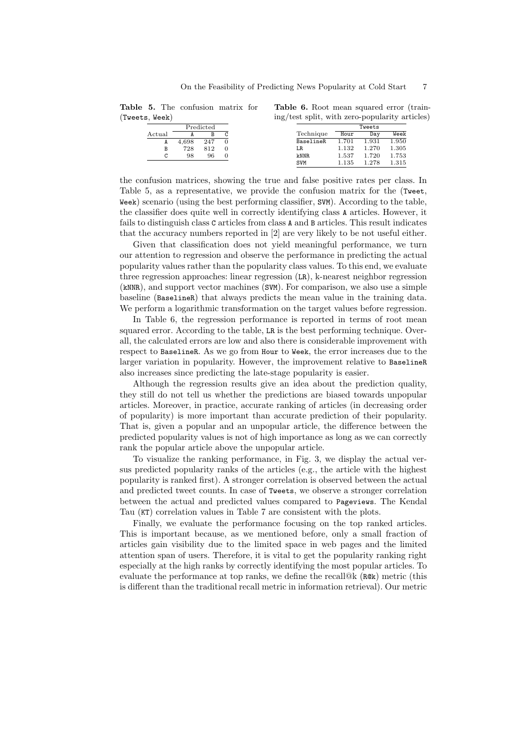**Table 5.** The confusion matrix for (Tweets, Week)

| | Predicted | | |
|---|---|---|---|
| Actual | A | B | C |
| A | 4,698 | 247 | 0 |
| B | 728 | 812 | 0 |
| C | 98 | 96 | 0 |

**Table 6.** Root mean squared error (training/test split, with zero-popularity articles)

| | Tweets | | |
|---|---|---|---|
| Technique | Hour | Day | Week |
| BaselineR | 1.701 | 1.931 | 1.950 |
| LR | 1.132 | 1.270 | 1.305 |
| kNNR | 1.537 | 1.720 | 1.753 |
| SVM | 1.135 | 1.278 | 1.315 |

the confusion matrices, showing the true and false positive rates per class. In Table 5, as a representative, we provide the confusion matrix for the (Tweet, Week) scenario (using the best performing classifier, SVM). According to the table, the classifier does quite well in correctly identifying class A articles. However, it fails to distinguish class C articles from class A and B articles. This result indicates that the accuracy numbers reported in [2] are very likely to be not useful either.

Given that classification does not yield meaningful performance, we turn our attention to regression and observe the performance in predicting the actual popularity values rather than the popularity class values. To this end, we evaluate three regression approaches: linear regression (LR), k-nearest neighbor regression (kNNR), and support vector machines (SVM). For comparison, we also use a simple baseline (BaselineR) that always predicts the mean value in the training data. We perform a logarithmic transformation on the target values before regression.

In Table 6, the regression performance is reported in terms of root mean squared error. According to the table, LR is the best performing technique. Overall, the calculated errors are low and also there is considerable improvement with respect to BaselineR. As we go from Hour to Week, the error increases due to the larger variation in popularity. However, the improvement relative to BaselineR also increases since predicting the late-stage popularity is easier.

Although the regression results give an idea about the prediction quality, they still do not tell us whether the predictions are biased towards unpopular articles. Moreover, in practice, accurate ranking of articles (in decreasing order of popularity) is more important than accurate prediction of their popularity. That is, given a popular and an unpopular article, the difference between the predicted popularity values is not of high importance as long as we can correctly rank the popular article above the unpopular article.

To visualize the ranking performance, in Fig. 3, we display the actual versus predicted popularity ranks of the articles (e.g., the article with the highest popularity is ranked first). A stronger correlation is observed between the actual and predicted tweet counts. In case of Tweets, we observe a stronger correlation between the actual and predicted values compared to Pageviews. The Kendal Tau (KT) correlation values in Table 7 are consistent with the plots.

Finally, we evaluate the performance focusing on the top ranked articles. This is important because, as we mentioned before, only a small fraction of articles gain visibility due to the limited space in web pages and the limited attention span of users. Therefore, it is vital to get the popularity ranking right especially at the high ranks by correctly identifying the most popular articles. To evaluate the performance at top ranks, we define the recall@k (R@k) metric (this is different than the traditional recall metric in information retrieval). Our metric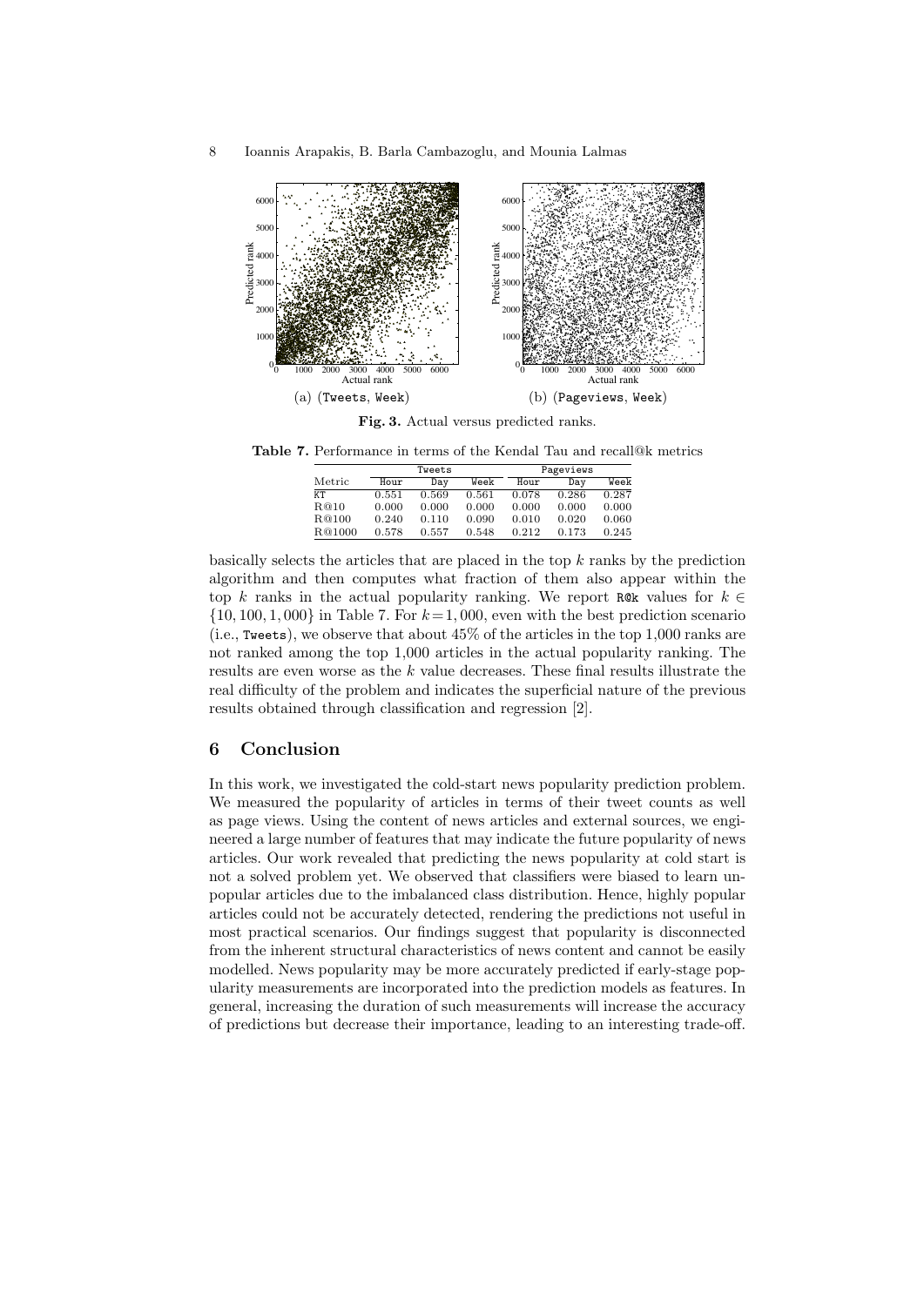(a) (Tweets, Week) (b) (Pageviews, Week)

**Fig. 3.** Actual versus predicted ranks.

**Table 7.** Performance in terms of the Kendal Tau and recall@k metrics

| | Tweets | | | Pageviews | | |
|---|---|---|---|---|---|---|
| Metric | Hour | Day | Week | Hour | Day | Week |
| KT | 0.551 | 0.569 | 0.561 | 0.078 | 0.286 | 0.287 |
| R@10 | 0.000 | 0.000 | 0.000 | 0.000 | 0.000 | 0.000 |
| R@100 | 0.240 | 0.110 | 0.090 | 0.010 | 0.020 | 0.060 |
| R@1000 | 0.578 | 0.557 | 0.548 | 0.212 | 0.173 | 0.245 |

basically selects the articles that are placed in the top $k$ ranks by the prediction algorithm and then computes what fraction of them also appear within the top $k$ ranks in the actual popularity ranking. We report R@k values for $k \in \{10, 100, 1,000\}$ in Table 7. For $k = 1,000$, even with the best prediction scenario (i.e., Tweets), we observe that about 45% of the articles in the top 1,000 ranks are not ranked among the top 1,000 articles in the actual popularity ranking. The results are even worse as the $k$ value decreases. These final results illustrate the real difficulty of the problem and indicates the superficial nature of the previous results obtained through classification and regression [2].

## 6 Conclusion

In this work, we investigated the cold-start news popularity prediction problem. We measured the popularity of articles in terms of their tweet counts as well as page views. Using the content of news articles and external sources, we engineered a large number of features that may indicate the future popularity of news articles. Our work revealed that predicting the news popularity at cold start is not a solved problem yet. We observed that classifiers were biased to learn unpopular articles due to the imbalanced class distribution. Hence, highly popular articles could not be accurately detected, rendering the predictions not useful in most practical scenarios. Our findings suggest that popularity is disconnected from the inherent structural characteristics of news content and cannot be easily modelled. News popularity may be more accurately predicted if early-stage popularity measurements are incorporated into the prediction models as features. In general, increasing the duration of such measurements will increase the accuracy of predictions but decrease their importance, leading to an interesting trade-off.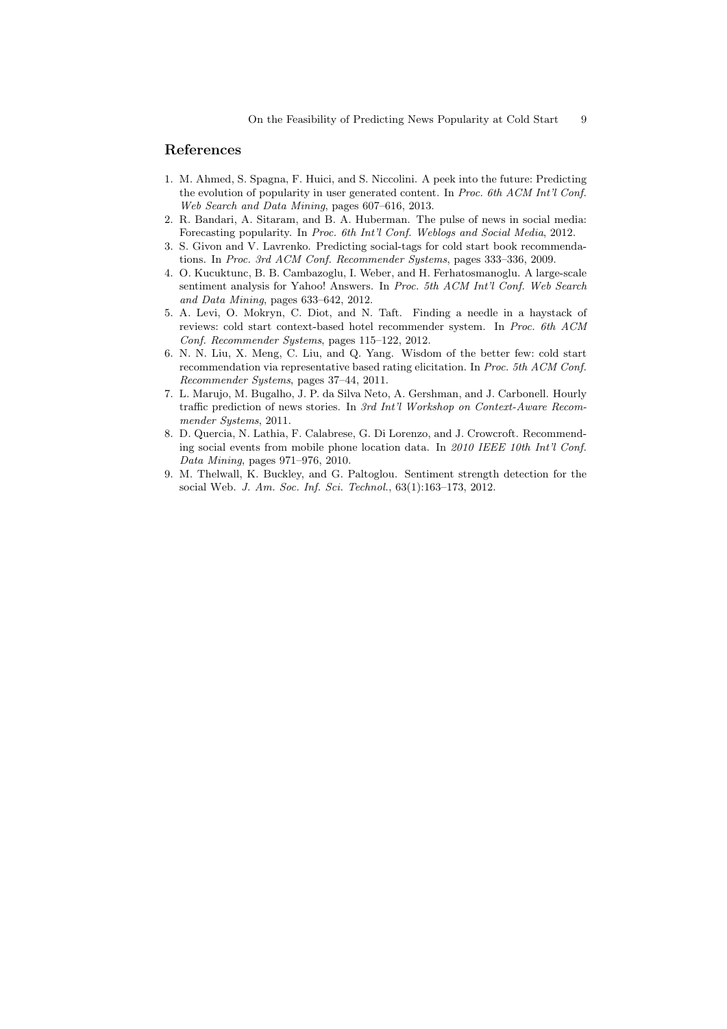## References

1. M. Ahmed, S. Spagna, F. Huici, and S. Niccolini. A peek into the future: Predicting the evolution of popularity in user generated content. In *Proc. 6th ACM Int'l Conf. Web Search and Data Mining*, pages 607–616, 2013.
2. R. Bandari, A. Sitaram, and B. A. Huberman. The pulse of news in social media: Forecasting popularity. In *Proc. 6th Int'l Conf. Weblogs and Social Media*, 2012.
3. S. Givon and V. Lavrenko. Predicting social-tags for cold start book recommendations. In *Proc. 3rd ACM Conf. Recommender Systems*, pages 333–336, 2009.
4. O. Kucuktunc, B. B. Cambazoglu, I. Weber, and H. Ferhatosmanoglu. A large-scale sentiment analysis for Yahoo! Answers. In *Proc. 5th ACM Int'l Conf. Web Search and Data Mining*, pages 633–642, 2012.
5. A. Levi, O. Mokryn, C. Diot, and N. Taft. Finding a needle in a haystack of reviews: cold start context-based hotel recommender system. In *Proc. 6th ACM Conf. Recommender Systems*, pages 115–122, 2012.
6. N. N. Liu, X. Meng, C. Liu, and Q. Yang. Wisdom of the better few: cold start recommendation via representative based rating elicitation. In *Proc. 5th ACM Conf. Recommender Systems*, pages 37–44, 2011.
7. L. Marujo, M. Bugalho, J. P. da Silva Neto, A. Gershman, and J. Carbonell. Hourly traffic prediction of news stories. In *3rd Int'l Workshop on Context-Aware Recommender Systems*, 2011.
8. D. Quercia, N. Lathia, F. Calabrese, G. Di Lorenzo, and J. Crowcroft. Recommending social events from mobile phone location data. In *2010 IEEE 10th Int'l Conf. Data Mining*, pages 971–976, 2010.
9. M. Thelwall, K. Buckley, and G. Paltoglou. Sentiment strength detection for the social Web. *J. Am. Soc. Inf. Sci. Technol.*, 63(1):163–173, 2012.